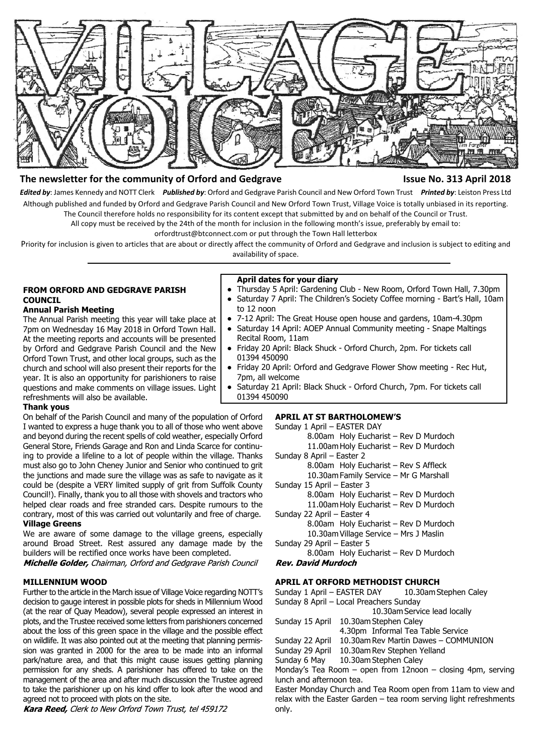# VILLAGE VOICE

**The newsletter for the community of Orford and Gedgrave** **Issue No. 313 April 2018**

***Edited by***: James Kennedy and NOTT Clerk ***Published by***: Orford and Gedgrave Parish Council and New Orford Town Trust ***Printed by***: Leiston Press Ltd

Although published and funded by Orford and Gedgrave Parish Council and New Orford Town Trust, Village Voice is totally unbiased in its reporting. The Council therefore holds no responsibility for its content except that submitted by and on behalf of the Council or Trust.

All copy must be received by the 24th of the month for inclusion in the following month's issue, preferably by email to: orfordtrust@btconnect.com or put through the Town Hall letterbox

Priority for inclusion is given to articles that are about or directly affect the community of Orford and Gedgrave and inclusion is subject to editing and availability of space.

## FROM ORFORD AND GEDGRAVE PARISH COUNCIL

### Annual Parish Meeting

The Annual Parish meeting this year will take place at 7pm on Wednesday 16 May 2018 in Orford Town Hall. At the meeting reports and accounts will be presented by Orford and Gedgrave Parish Council and the New Orford Town Trust, and other local groups, such as the church and school will also present their reports for the year. It is also an opportunity for parishioners to raise questions and make comments on village issues. Light refreshments will also be available.

### Thank yous

On behalf of the Parish Council and many of the population of Orford I wanted to express a huge thank you to all of those who went above and beyond during the recent spells of cold weather, especially Orford General Store, Friends Garage and Ron and Linda Scarce for continuing to provide a lifeline to a lot of people within the village. Thanks must also go to John Cheney Junior and Senior who continued to grit the junctions and made sure the village was as safe to navigate as it could be (despite a VERY limited supply of grit from Suffolk County Council!). Finally, thank you to all those with shovels and tractors who helped clear roads and free stranded cars. Despite rumours to the contrary, most of this was carried out voluntarily and free of charge.

### Village Greens

We are aware of some damage to the village greens, especially around Broad Street. Rest assured any damage made by the builders will be rectified once works have been completed.

***Michelle Golder,*** *Chairman, Orford and Gedgrave Parish Council*

## MILLENNIUM WOOD

Further to the article in the March issue of Village Voice regarding NOTT's decision to gauge interest in possible plots for sheds in Millennium Wood (at the rear of Quay Meadow), several people expressed an interest in plots, and the Trustee received some letters from parishioners concerned about the loss of this green space in the village and the possible effect on wildlife. It was also pointed out at the meeting that planning permission was granted in 2000 for the area to be made into an informal park/nature area, and that this might cause issues getting planning permission for any sheds. A parishioner has offered to take on the management of the area and after much discussion the Trustee agreed to take the parishioner up on his kind offer to look after the wood and agreed not to proceed with plots on the site.

***Kara Reed,*** *Clerk to New Orford Town Trust, tel 459172*

### April dates for your diary

- Thursday 5 April: Gardening Club - New Room, Orford Town Hall, 7.30pm
- Saturday 7 April: The Children's Society Coffee morning - Bart's Hall, 10am to 12 noon
- 7-12 April: The Great House open house and gardens, 10am-4.30pm
- Saturday 14 April: AOEP Annual Community meeting - Snape Maltings Recital Room, 11am
- Friday 20 April: Black Shuck - Orford Church, 2pm. For tickets call 01394 450090
- Friday 20 April: Orford and Gedgrave Flower Show meeting - Rec Hut, 7pm, all welcome
- Saturday 21 April: Black Shuck - Orford Church, 7pm. For tickets call 01394 450090

## APRIL AT ST BARTHOLOMEW'S

Sunday 1 April – EASTER DAY
- 8.00am Holy Eucharist – Rev D Murdoch
- 11.00am Holy Eucharist – Rev D Murdoch

Sunday 8 April – Easter 2
- 8.00am Holy Eucharist – Rev S Affleck
- 10.30am Family Service – Mr G Marshall

Sunday 15 April – Easter 3
- 8.00am Holy Eucharist – Rev D Murdoch
- 11.00am Holy Eucharist – Rev D Murdoch

Sunday 22 April – Easter 4
- 8.00am Holy Eucharist – Rev D Murdoch
- 10.30am Village Service – Mrs J Maslin

Sunday 29 April – Easter 5
- 8.00am Holy Eucharist – Rev D Murdoch

***Rev. David Murdoch***

## APRIL AT ORFORD METHODIST CHURCH

Sunday 1 April – EASTER DAY 10.30am Stephen Caley

Sunday 8 April – Local Preachers Sunday
- 10.30am Service lead locally

Sunday 15 April
- 10.30am Stephen Caley
- 4.30pm Informal Tea Table Service

Sunday 22 April 10.30am Rev Martin Dawes – COMMUNION

Sunday 29 April 10.30am Rev Stephen Yelland

Sunday 6 May 10.30am Stephen Caley

Monday's Tea Room – open from 12noon – closing 4pm, serving lunch and afternoon tea.

Easter Monday Church and Tea Room open from 11am to view and relax with the Easter Garden – tea room serving light refreshments only.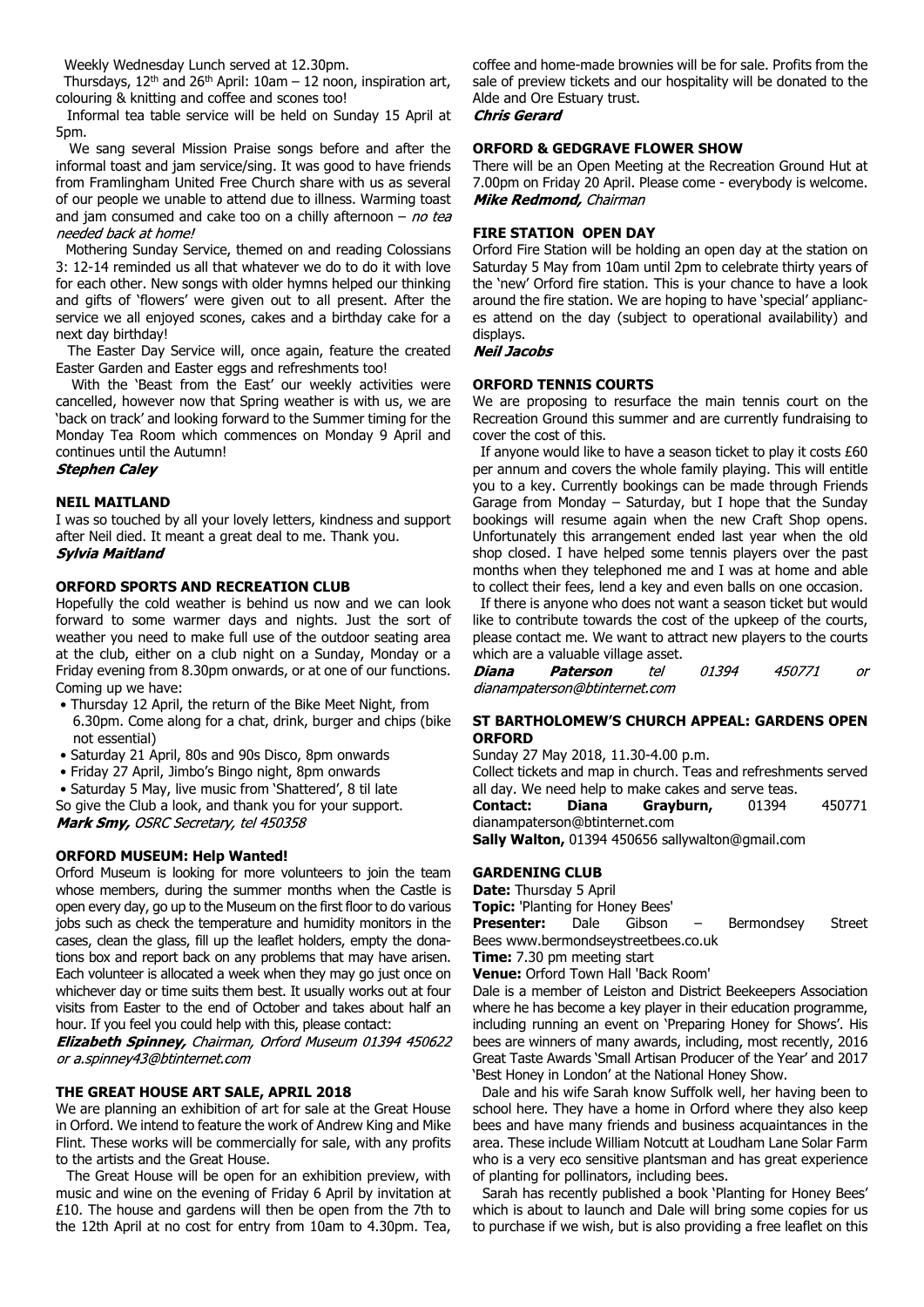Weekly Wednesday Lunch served at 12.30pm.

Thursdays, 12th and 26th April: 10am – 12 noon, inspiration art, colouring & knitting and coffee and scones too!

Informal tea table service will be held on Sunday 15 April at 5pm.

We sang several Mission Praise songs before and after the informal toast and jam service/sing. It was good to have friends from Framlingham United Free Church share with us as several of our people we unable to attend due to illness. Warming toast and jam consumed and cake too on a chilly afternoon – *no tea needed back at home!*

Mothering Sunday Service, themed on and reading Colossians 3: 12-14 reminded us all that whatever we do to do it with love for each other. New songs with older hymns helped our thinking and gifts of 'flowers' were given out to all present. After the service we all enjoyed scones, cakes and a birthday cake for a next day birthday!

The Easter Day Service will, once again, feature the created Easter Garden and Easter eggs and refreshments too!

With the 'Beast from the East' our weekly activities were cancelled, however now that Spring weather is with us, we are 'back on track' and looking forward to the Summer timing for the Monday Tea Room which commences on Monday 9 April and continues until the Autumn!

***Stephen Caley***

### NEIL MAITLAND

I was so touched by all your lovely letters, kindness and support after Neil died. It meant a great deal to me. Thank you.

***Sylvia Maitland***

### ORFORD SPORTS AND RECREATION CLUB

Hopefully the cold weather is behind us now and we can look forward to some warmer days and nights. Just the sort of weather you need to make full use of the outdoor seating area at the club, either on a club night on a Sunday, Monday or a Friday evening from 8.30pm onwards, or at one of our functions. Coming up we have:

- Thursday 12 April, the return of the Bike Meet Night, from 6.30pm. Come along for a chat, drink, burger and chips (bike not essential)
- Saturday 21 April, 80s and 90s Disco, 8pm onwards
- Friday 27 April, Jimbo's Bingo night, 8pm onwards
- Saturday 5 May, live music from 'Shattered', 8 til late

So give the Club a look, and thank you for your support.

***Mark Smy,*** *OSRC Secretary, tel 450358*

### ORFORD MUSEUM: Help Wanted!

Orford Museum is looking for more volunteers to join the team whose members, during the summer months when the Castle is open every day, go up to the Museum on the first floor to do various jobs such as check the temperature and humidity monitors in the cases, clean the glass, fill up the leaflet holders, empty the donations box and report back on any problems that may have arisen. Each volunteer is allocated a week when they may go just once on whichever day or time suits them best. It usually works out at four visits from Easter to the end of October and takes about half an hour. If you feel you could help with this, please contact:

***Elizabeth Spinney,*** *Chairman, Orford Museum 01394 450622 or a.spinney43@btinternet.com*

### THE GREAT HOUSE ART SALE, APRIL 2018

We are planning an exhibition of art for sale at the Great House in Orford. We intend to feature the work of Andrew King and Mike Flint. These works will be commercially for sale, with any profits to the artists and the Great House.

The Great House will be open for an exhibition preview, with music and wine on the evening of Friday 6 April by invitation at £10. The house and gardens will then be open from the 7th to the 12th April at no cost for entry from 10am to 4.30pm. Tea, coffee and home-made brownies will be for sale. Profits from the sale of preview tickets and our hospitality will be donated to the Alde and Ore Estuary trust.

***Chris Gerard***

### ORFORD & GEDGRAVE FLOWER SHOW

There will be an Open Meeting at the Recreation Ground Hut at 7.00pm on Friday 20 April. Please come - everybody is welcome.

***Mike Redmond,*** *Chairman*

### FIRE STATION OPEN DAY

Orford Fire Station will be holding an open day at the station on Saturday 5 May from 10am until 2pm to celebrate thirty years of the 'new' Orford fire station. This is your chance to have a look around the fire station. We are hoping to have 'special' appliances attend on the day (subject to operational availability) and displays.

***Neil Jacobs***

### ORFORD TENNIS COURTS

We are proposing to resurface the main tennis court on the Recreation Ground this summer and are currently fundraising to cover the cost of this.

If anyone would like to have a season ticket to play it costs £60 per annum and covers the whole family playing. This will entitle you to a key. Currently bookings can be made through Friends Garage from Monday – Saturday, but I hope that the Sunday bookings will resume again when the new Craft Shop opens. Unfortunately this arrangement ended last year when the old shop closed. I have helped some tennis players over the past months when they telephoned me and I was at home and able to collect their fees, lend a key and even balls on one occasion.

If there is anyone who does not want a season ticket but would like to contribute towards the cost of the upkeep of the courts, please contact me. We want to attract new players to the courts which are a valuable village asset.

***Diana Paterson*** *tel 01394 450771 or dianampaterson@btinternet.com*

### ST BARTHOLOMEW'S CHURCH APPEAL: GARDENS OPEN ORFORD

Sunday 27 May 2018, 11.30-4.00 p.m.

Collect tickets and map in church. Teas and refreshments served all day. We need help to make cakes and serve teas.

**Contact: Diana Grayburn,** 01394 450771 dianampaterson@btinternet.com

**Sally Walton,** 01394 450656 sallywalton@gmail.com

### GARDENING CLUB

**Date:** Thursday 5 April

**Topic:** 'Planting for Honey Bees'

**Presenter:** Dale Gibson – Bermondsey Street Bees www.bermondseystreetbees.co.uk

**Time:** 7.30 pm meeting start

**Venue:** Orford Town Hall 'Back Room'

Dale is a member of Leiston and District Beekeepers Association where he has become a key player in their education programme, including running an event on 'Preparing Honey for Shows'. His bees are winners of many awards, including, most recently, 2016 Great Taste Awards 'Small Artisan Producer of the Year' and 2017 'Best Honey in London' at the National Honey Show.

Dale and his wife Sarah know Suffolk well, her having been to school here. They have a home in Orford where they also keep bees and have many friends and business acquaintances in the area. These include William Notcutt at Loudham Lane Solar Farm who is a very eco sensitive plantsman and has great experience of planting for pollinators, including bees.

Sarah has recently published a book 'Planting for Honey Bees' which is about to launch and Dale will bring some copies for us to purchase if we wish, but is also providing a free leaflet on this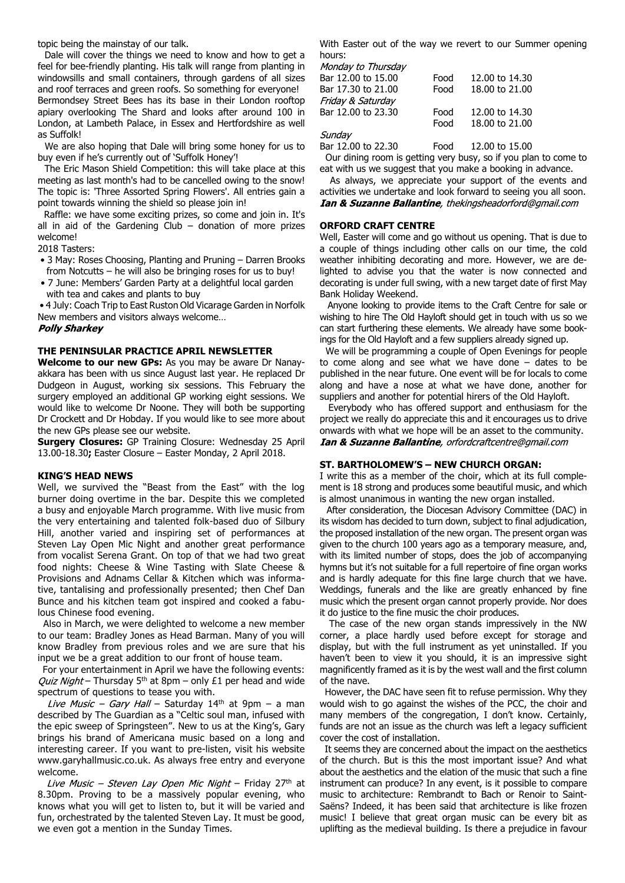topic being the mainstay of our talk.

Dale will cover the things we need to know and how to get a feel for bee-friendly planting. His talk will range from planting in windowsills and small containers, through gardens of all sizes and roof terraces and green roofs. So something for everyone! Bermondsey Street Bees has its base in their London rooftop apiary overlooking The Shard and looks after around 100 in London, at Lambeth Palace, in Essex and Hertfordshire as well as Suffolk!

We are also hoping that Dale will bring some honey for us to buy even if he's currently out of 'Suffolk Honey'!

The Eric Mason Shield Competition: this will take place at this meeting as last month's had to be cancelled owing to the snow! The topic is: 'Three Assorted Spring Flowers'. All entries gain a point towards winning the shield so please join in!

Raffle: we have some exciting prizes, so come and join in. It's all in aid of the Gardening Club – donation of more prizes welcome!

2018 Tasters:

- 3 May: Roses Choosing, Planting and Pruning – Darren Brooks from Notcutts – he will also be bringing roses for us to buy!
- 7 June: Members' Garden Party at a delightful local garden with tea and cakes and plants to buy
- 4 July: Coach Trip to East Ruston Old Vicarage Garden in Norfolk

New members and visitors always welcome…

***Polly Sharkey***

## THE PENINSULAR PRACTICE APRIL NEWSLETTER

**Welcome to our new GPs:** As you may be aware Dr Nanayakkara has been with us since August last year. He replaced Dr Dudgeon in August, working six sessions. This February the surgery employed an additional GP working eight sessions. We would like to welcome Dr Noone. They will both be supporting Dr Crockett and Dr Hobday. If you would like to see more about the new GPs please see our website.

**Surgery Closures:** GP Training Closure: Wednesday 25 April 13.00-18.30**;** Easter Closure – Easter Monday, 2 April 2018.

## KING'S HEAD NEWS

Well, we survived the "Beast from the East" with the log burner doing overtime in the bar. Despite this we completed a busy and enjoyable March programme. With live music from the very entertaining and talented folk-based duo of Silbury Hill, another varied and inspiring set of performances at Steven Lay Open Mic Night and another great performance from vocalist Serena Grant. On top of that we had two great food nights: Cheese & Wine Tasting with Slate Cheese & Provisions and Adnams Cellar & Kitchen which was informative, tantalising and professionally presented; then Chef Dan Bunce and his kitchen team got inspired and cooked a fabulous Chinese food evening.

Also in March, we were delighted to welcome a new member to our team: Bradley Jones as Head Barman. Many of you will know Bradley from previous roles and we are sure that his input we be a great addition to our front of house team.

For your entertainment in April we have the following events: *Quiz Night* – Thursday 5th at 8pm – only £1 per head and wide spectrum of questions to tease you with.

*Live Music – Gary Hall* – Saturday 14th at 9pm – a man described by The Guardian as a "Celtic soul man, infused with the epic sweep of Springsteen". New to us at the King's, Gary brings his brand of Americana music based on a long and interesting career. If you want to pre-listen, visit his website www.garyhallmusic.co.uk. As always free entry and everyone welcome.

*Live Music – Steven Lay Open Mic Night* – Friday 27th at 8.30pm. Proving to be a massively popular evening, who knows what you will get to listen to, but it will be varied and fun, orchestrated by the talented Steven Lay. It must be good, we even got a mention in the Sunday Times.

With Easter out of the way we revert to our Summer opening hours:

*Monday to Thursday*

| | | |
|---|---|---|
| Bar 12.00 to 15.00 | Food | 12.00 to 14.30 |
| Bar 17.30 to 21.00 | Food | 18.00 to 21.00 |

*Friday & Saturday*

| | | |
|---|---|---|
| Bar 12.00 to 23.30 | Food | 12.00 to 14.30 |
| | Food | 18.00 to 21.00 |

*Sunday*

| | | |
|---|---|---|
| Bar 12.00 to 22.30 | Food | 12.00 to 15.00 |

Our dining room is getting very busy, so if you plan to come to eat with us we suggest that you make a booking in advance.

As always, we appreciate your support of the events and activities we undertake and look forward to seeing you all soon.

***Ian & Suzanne Ballantine**, thekingsheadorford@gmail.com*

## ORFORD CRAFT CENTRE

Well, Easter will come and go without us opening. That is due to a couple of things including other calls on our time, the cold weather inhibiting decorating and more. However, we are delighted to advise you that the water is now connected and decorating is under full swing, with a new target date of first May Bank Holiday Weekend.

Anyone looking to provide items to the Craft Centre for sale or wishing to hire The Old Hayloft should get in touch with us so we can start furthering these elements. We already have some bookings for the Old Hayloft and a few suppliers already signed up.

We will be programming a couple of Open Evenings for people to come along and see what we have done – dates to be published in the near future. One event will be for locals to come along and have a nose at what we have done, another for suppliers and another for potential hirers of the Old Hayloft.

Everybody who has offered support and enthusiasm for the project we really do appreciate this and it encourages us to drive onwards with what we hope will be an asset to the community.

***Ian & Suzanne Ballantine**, orfordcraftcentre@gmail.com*

## ST. BARTHOLOMEW'S – NEW CHURCH ORGAN:

I write this as a member of the choir, which at its full complement is 18 strong and produces some beautiful music, and which is almost unanimous in wanting the new organ installed.

After consideration, the Diocesan Advisory Committee (DAC) in its wisdom has decided to turn down, subject to final adjudication, the proposed installation of the new organ. The present organ was given to the church 100 years ago as a temporary measure, and, with its limited number of stops, does the job of accompanying hymns but it's not suitable for a full repertoire of fine organ works and is hardly adequate for this fine large church that we have. Weddings, funerals and the like are greatly enhanced by fine music which the present organ cannot properly provide. Nor does it do justice to the fine music the choir produces.

The case of the new organ stands impressively in the NW corner, a place hardly used before except for storage and display, but with the full instrument as yet uninstalled. If you haven't been to view it you should, it is an impressive sight magnificently framed as it is by the west wall and the first column of the nave.

However, the DAC have seen fit to refuse permission. Why they would wish to go against the wishes of the PCC, the choir and many members of the congregation, I don't know. Certainly, funds are not an issue as the church was left a legacy sufficient cover the cost of installation.

It seems they are concerned about the impact on the aesthetics of the church. But is this the most important issue? And what about the aesthetics and the elation of the music that such a fine instrument can produce? In any event, is it possible to compare music to architecture: Rembrandt to Bach or Renoir to Saint-Saëns? Indeed, it has been said that architecture is like frozen music! I believe that great organ music can be every bit as uplifting as the medieval building. Is there a prejudice in favour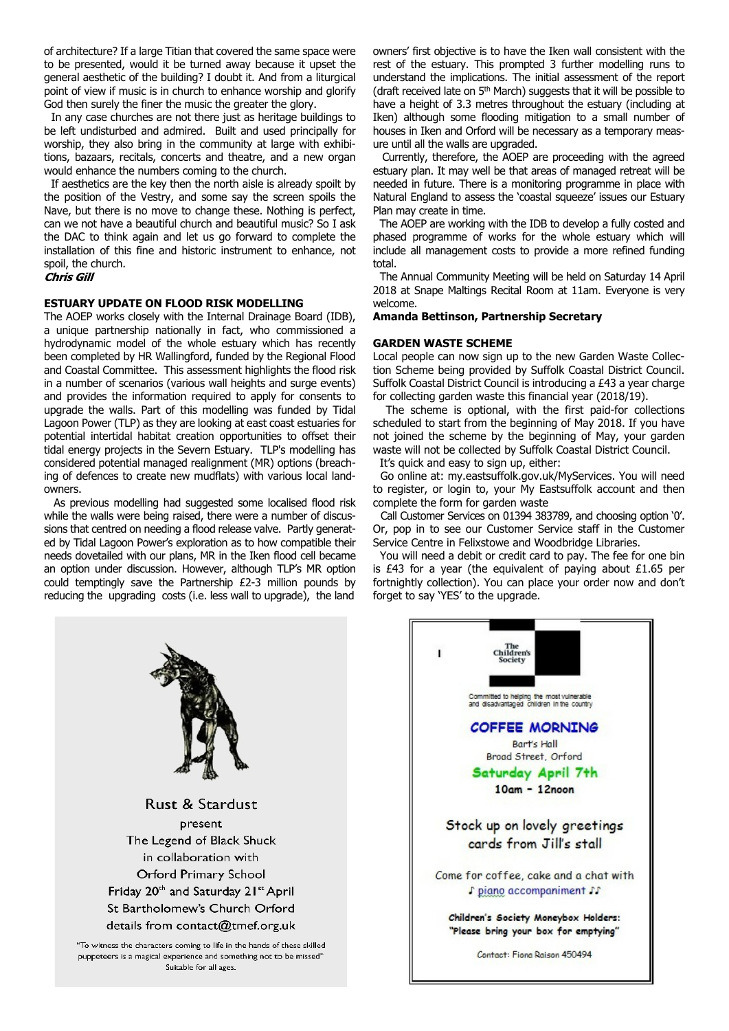of architecture? If a large Titian that covered the same space were to be presented, would it be turned away because it upset the general aesthetic of the building? I doubt it. And from a liturgical point of view if music is in church to enhance worship and glorify God then surely the finer the music the greater the glory.

In any case churches are not there just as heritage buildings to be left undisturbed and admired. Built and used principally for worship, they also bring in the community at large with exhibitions, bazaars, recitals, concerts and theatre, and a new organ would enhance the numbers coming to the church.

If aesthetics are the key then the north aisle is already spoilt by the position of the Vestry, and some say the screen spoils the Nave, but there is no move to change these. Nothing is perfect, can we not have a beautiful church and beautiful music? So I ask the DAC to think again and let us go forward to complete the installation of this fine and historic instrument to enhance, not spoil, the church.

***Chris Gill***

## ESTUARY UPDATE ON FLOOD RISK MODELLING

The AOEP works closely with the Internal Drainage Board (IDB), a unique partnership nationally in fact, who commissioned a hydrodynamic model of the whole estuary which has recently been completed by HR Wallingford, funded by the Regional Flood and Coastal Committee. This assessment highlights the flood risk in a number of scenarios (various wall heights and surge events) and provides the information required to apply for consents to upgrade the walls. Part of this modelling was funded by Tidal Lagoon Power (TLP) as they are looking at east coast estuaries for potential intertidal habitat creation opportunities to offset their tidal energy projects in the Severn Estuary. TLP's modelling has considered potential managed realignment (MR) options (breaching of defences to create new mudflats) with various local landowners.

As previous modelling had suggested some localised flood risk while the walls were being raised, there were a number of discussions that centred on needing a flood release valve. Partly generated by Tidal Lagoon Power's exploration as to how compatible their needs dovetailed with our plans, MR in the Iken flood cell became an option under discussion. However, although TLP's MR option could temptingly save the Partnership £2-3 million pounds by reducing the upgrading costs (i.e. less wall to upgrade), the land owners' first objective is to have the Iken wall consistent with the rest of the estuary. This prompted 3 further modelling runs to understand the implications. The initial assessment of the report (draft received late on 5th March) suggests that it will be possible to have a height of 3.3 metres throughout the estuary (including at Iken) although some flooding mitigation to a small number of houses in Iken and Orford will be necessary as a temporary measure until all the walls are upgraded.

Currently, therefore, the AOEP are proceeding with the agreed estuary plan. It may well be that areas of managed retreat will be needed in future. There is a monitoring programme in place with Natural England to assess the 'coastal squeeze' issues our Estuary Plan may create in time.

The AOEP are working with the IDB to develop a fully costed and phased programme of works for the whole estuary which will include all management costs to provide a more refined funding total.

The Annual Community Meeting will be held on Saturday 14 April 2018 at Snape Maltings Recital Room at 11am. Everyone is very welcome.

**Amanda Bettinson, Partnership Secretary**

## GARDEN WASTE SCHEME

Local people can now sign up to the new Garden Waste Collection Scheme being provided by Suffolk Coastal District Council. Suffolk Coastal District Council is introducing a £43 a year charge for collecting garden waste this financial year (2018/19).

The scheme is optional, with the first paid-for collections scheduled to start from the beginning of May 2018. If you have not joined the scheme by the beginning of May, your garden waste will not be collected by Suffolk Coastal District Council.

It's quick and easy to sign up, either:

Go online at: my.eastsuffolk.gov.uk/MyServices. You will need to register, or login to, your My Eastsuffolk account and then complete the form for garden waste

Call Customer Services on 01394 383789, and choosing option '0'. Or, pop in to see our Customer Service staff in the Customer Service Centre in Felixstowe and Woodbridge Libraries.

You will need a debit or credit card to pay. The fee for one bin is £43 for a year (the equivalent of paying about £1.65 per fortnightly collection). You can place your order now and don't forget to say 'YES' to the upgrade.

Rust & Stardust
present
The Legend of Black Shuck
in collaboration with
Orford Primary School
Friday 20th and Saturday 21st April
St Bartholomew's Church Orford
details from contact@tmef.org.uk

"To witness the characters coming to life in the hands of these skilled puppeteers is a magical experience and something not to be missed"
Suitable for all ages.

The Children's Society
Committed to helping the most vulnerable and disadvantaged children in the country

**COFFEE MORNING**
Bart's Hall
Broad Street, Orford
**Saturday April 7th**
**10am - 12noon**

Stock up on lovely greetings cards from Jill's stall

Come for coffee, cake and a chat with ♪ piano accompaniment ♪♪

**Children's Society Moneybox Holders: "Please bring your box for emptying"**

Contact: Fiona Raison 450494